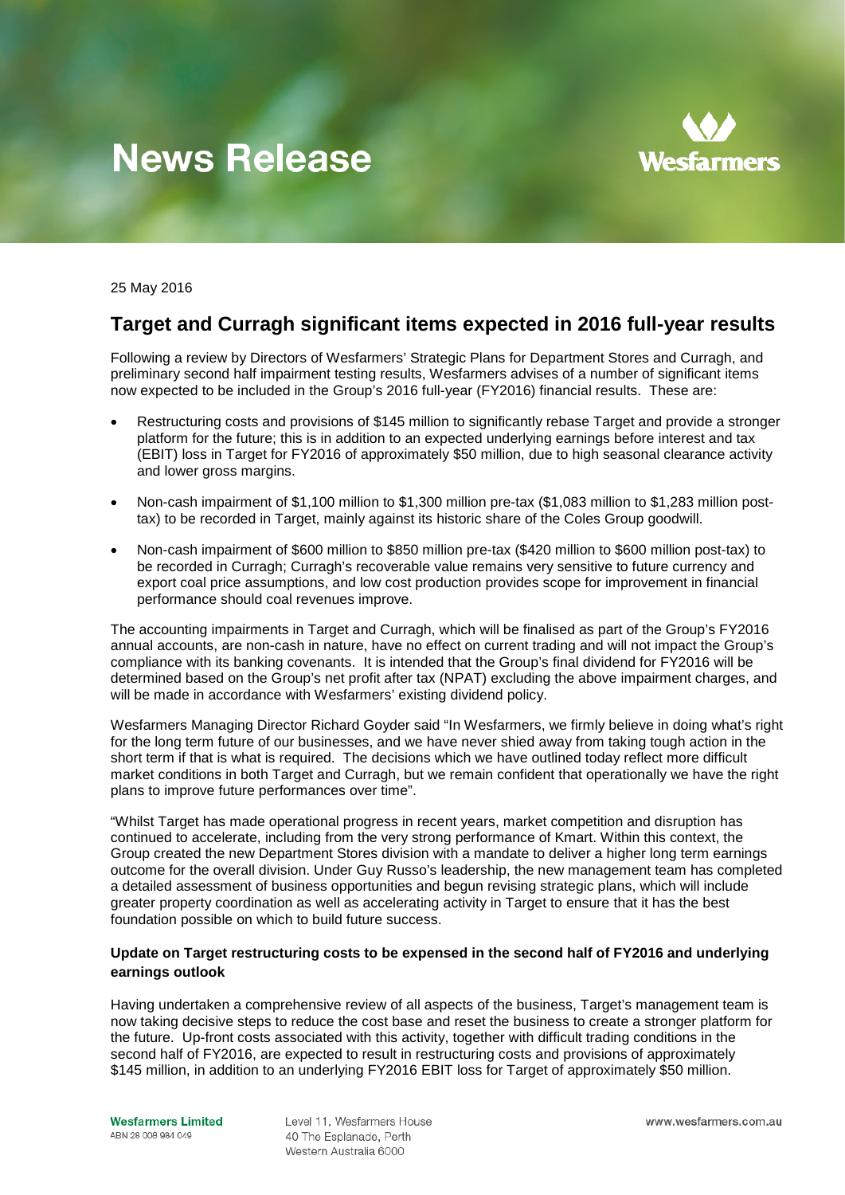# News Release

25 May 2016

## Target and Curragh significant items expected in 2016 full-year results

Following a review by Directors of Wesfarmers' Strategic Plans for Department Stores and Curragh, and preliminary second half impairment testing results, Wesfarmers advises of a number of significant items now expected to be included in the Group's 2016 full-year (FY2016) financial results. These are:

- Restructuring costs and provisions of $145 million to significantly rebase Target and provide a stronger platform for the future; this is in addition to an expected underlying earnings before interest and tax (EBIT) loss in Target for FY2016 of approximately $50 million, due to high seasonal clearance activity and lower gross margins.
- Non-cash impairment of $1,100 million to $1,300 million pre-tax ($1,083 million to $1,283 million post-tax) to be recorded in Target, mainly against its historic share of the Coles Group goodwill.
- Non-cash impairment of $600 million to $850 million pre-tax ($420 million to $600 million post-tax) to be recorded in Curragh; Curragh's recoverable value remains very sensitive to future currency and export coal price assumptions, and low cost production provides scope for improvement in financial performance should coal revenues improve.

The accounting impairments in Target and Curragh, which will be finalised as part of the Group's FY2016 annual accounts, are non-cash in nature, have no effect on current trading and will not impact the Group's compliance with its banking covenants. It is intended that the Group's final dividend for FY2016 will be determined based on the Group's net profit after tax (NPAT) excluding the above impairment charges, and will be made in accordance with Wesfarmers' existing dividend policy.

Wesfarmers Managing Director Richard Goyder said "In Wesfarmers, we firmly believe in doing what's right for the long term future of our businesses, and we have never shied away from taking tough action in the short term if that is what is required. The decisions which we have outlined today reflect more difficult market conditions in both Target and Curragh, but we remain confident that operationally we have the right plans to improve future performances over time".

"Whilst Target has made operational progress in recent years, market competition and disruption has continued to accelerate, including from the very strong performance of Kmart. Within this context, the Group created the new Department Stores division with a mandate to deliver a higher long term earnings outcome for the overall division. Under Guy Russo's leadership, the new management team has completed a detailed assessment of business opportunities and begun revising strategic plans, which will include greater property coordination as well as accelerating activity in Target to ensure that it has the best foundation possible on which to build future success.

### Update on Target restructuring costs to be expensed in the second half of FY2016 and underlying earnings outlook

Having undertaken a comprehensive review of all aspects of the business, Target's management team is now taking decisive steps to reduce the cost base and reset the business to create a stronger platform for the future. Up-front costs associated with this activity, together with difficult trading conditions in the second half of FY2016, are expected to result in restructuring costs and provisions of approximately $145 million, in addition to an underlying FY2016 EBIT loss for Target of approximately $50 million.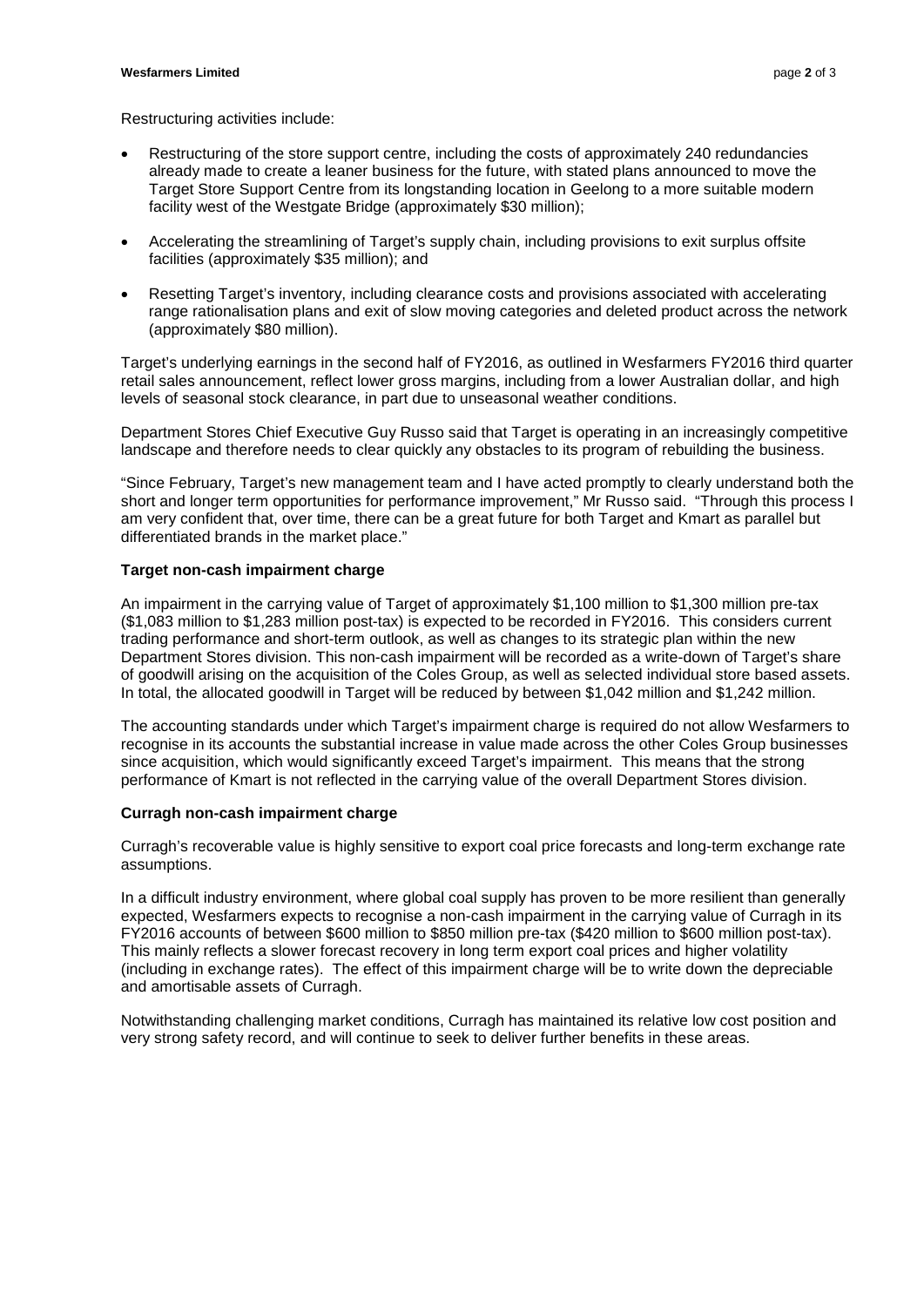Restructuring activities include:

- Restructuring of the store support centre, including the costs of approximately 240 redundancies already made to create a leaner business for the future, with stated plans announced to move the Target Store Support Centre from its longstanding location in Geelong to a more suitable modern facility west of the Westgate Bridge (approximately $30 million);
- Accelerating the streamlining of Target's supply chain, including provisions to exit surplus offsite facilities (approximately $35 million); and
- Resetting Target's inventory, including clearance costs and provisions associated with accelerating range rationalisation plans and exit of slow moving categories and deleted product across the network (approximately $80 million).

Target's underlying earnings in the second half of FY2016, as outlined in Wesfarmers FY2016 third quarter retail sales announcement, reflect lower gross margins, including from a lower Australian dollar, and high levels of seasonal stock clearance, in part due to unseasonal weather conditions.

Department Stores Chief Executive Guy Russo said that Target is operating in an increasingly competitive landscape and therefore needs to clear quickly any obstacles to its program of rebuilding the business.

"Since February, Target's new management team and I have acted promptly to clearly understand both the short and longer term opportunities for performance improvement," Mr Russo said. "Through this process I am very confident that, over time, there can be a great future for both Target and Kmart as parallel but differentiated brands in the market place."

**Target non-cash impairment charge**

An impairment in the carrying value of Target of approximately $1,100 million to $1,300 million pre-tax ($1,083 million to $1,283 million post-tax) is expected to be recorded in FY2016. This considers current trading performance and short-term outlook, as well as changes to its strategic plan within the new Department Stores division. This non-cash impairment will be recorded as a write-down of Target's share of goodwill arising on the acquisition of the Coles Group, as well as selected individual store based assets. In total, the allocated goodwill in Target will be reduced by between $1,042 million and $1,242 million.

The accounting standards under which Target's impairment charge is required do not allow Wesfarmers to recognise in its accounts the substantial increase in value made across the other Coles Group businesses since acquisition, which would significantly exceed Target's impairment. This means that the strong performance of Kmart is not reflected in the carrying value of the overall Department Stores division.

**Curragh non-cash impairment charge**

Curragh's recoverable value is highly sensitive to export coal price forecasts and long-term exchange rate assumptions.

In a difficult industry environment, where global coal supply has proven to be more resilient than generally expected, Wesfarmers expects to recognise a non-cash impairment in the carrying value of Curragh in its FY2016 accounts of between $600 million to $850 million pre-tax ($420 million to $600 million post-tax). This mainly reflects a slower forecast recovery in long term export coal prices and higher volatility (including in exchange rates). The effect of this impairment charge will be to write down the depreciable and amortisable assets of Curragh.

Notwithstanding challenging market conditions, Curragh has maintained its relative low cost position and very strong safety record, and will continue to seek to deliver further benefits in these areas.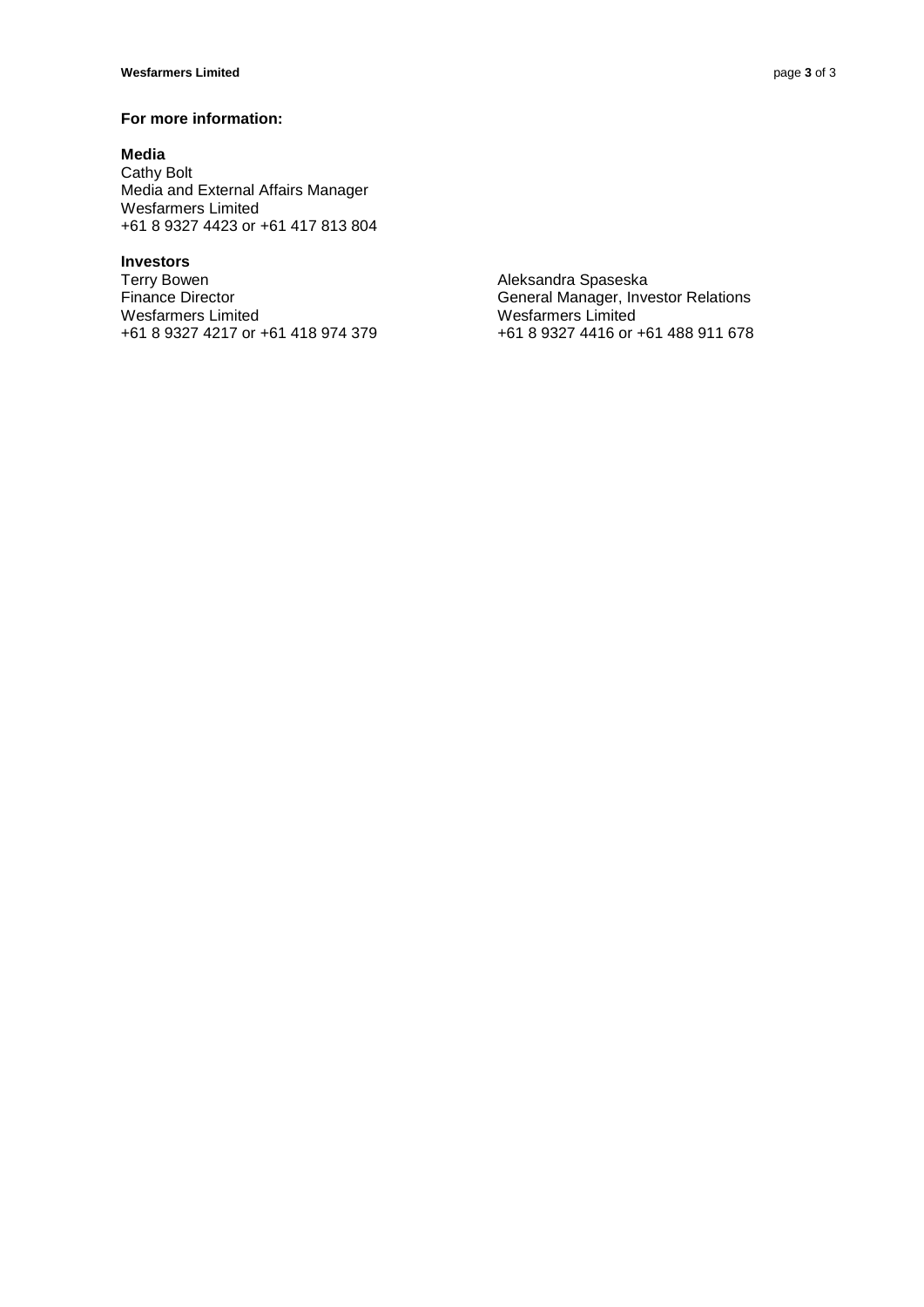**For more information:**

**Media**
Cathy Bolt
Media and External Affairs Manager
Wesfarmers Limited
+61 8 9327 4423 or +61 417 813 804

**Investors**

Terry Bowen
Finance Director
Wesfarmers Limited
+61 8 9327 4217 or +61 418 974 379

Aleksandra Spaseska
General Manager, Investor Relations
Wesfarmers Limited
+61 8 9327 4416 or +61 488 911 678